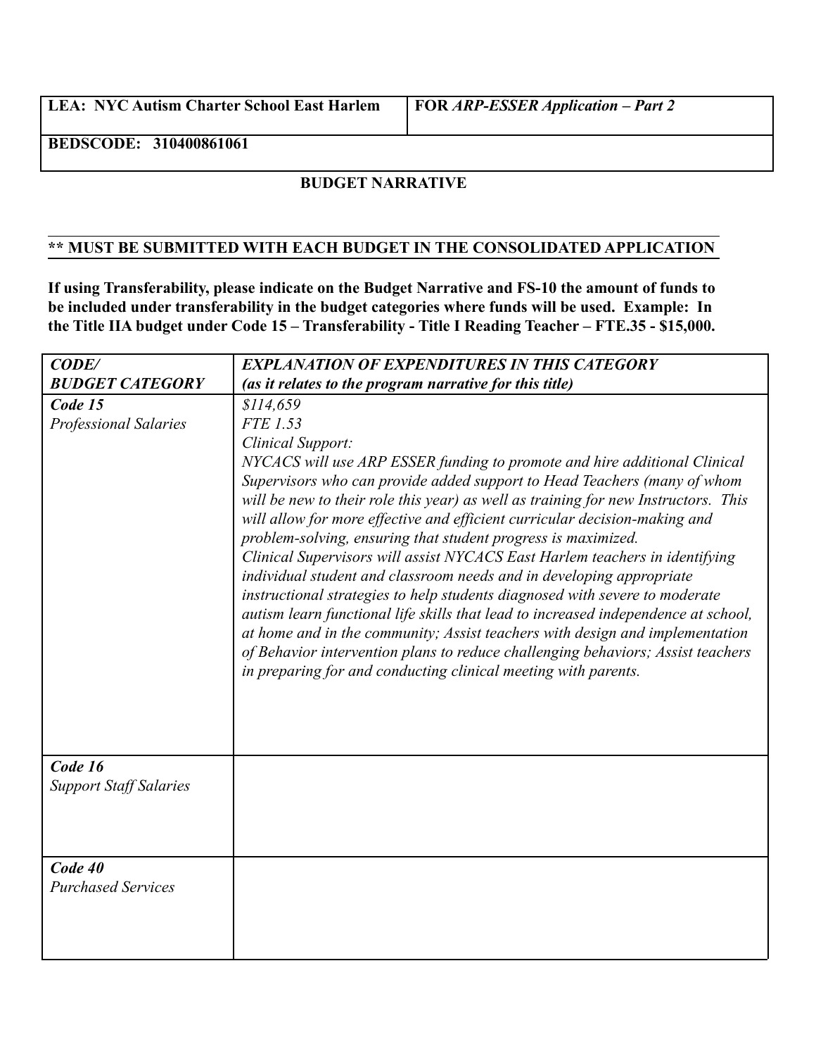| LEA: NYC Autism Charter School East Harlem | FOR *ARP-ESSER Application – Part 2* |
|---|---|
| BEDSCODE: 310400861061 | |

**BUDGET NARRATIVE**

**\*\* MUST BE SUBMITTED WITH EACH BUDGET IN THE CONSOLIDATED APPLICATION**

**If using Transferability, please indicate on the Budget Narrative and FS-10 the amount of funds to be included under transferability in the budget categories where funds will be used. Example: In the Title IIA budget under Code 15 – Transferability - Title I Reading Teacher – FTE.35 - $15,000.**

| ***CODE/ BUDGET CATEGORY*** | ***EXPLANATION OF EXPENDITURES IN THIS CATEGORY (as it relates to the program narrative for this title)*** |
|---|---|
| ***Code 15*** *Professional Salaries* | *$114,659*<br>*FTE 1.53*<br>*Clinical Support:*<br>*NYCACS will use ARP ESSER funding to promote and hire additional Clinical Supervisors who can provide added support to Head Teachers (many of whom will be new to their role this year) as well as training for new Instructors. This will allow for more effective and efficient curricular decision-making and problem-solving, ensuring that student progress is maximized.*<br>*Clinical Supervisors will assist NYCACS East Harlem teachers in identifying individual student and classroom needs and in developing appropriate instructional strategies to help students diagnosed with severe to moderate autism learn functional life skills that lead to increased independence at school, at home and in the community; Assist teachers with design and implementation of Behavior intervention plans to reduce challenging behaviors; Assist teachers in preparing for and conducting clinical meeting with parents.* |
| ***Code 16*** *Support Staff Salaries* | |
| ***Code 40*** *Purchased Services* | |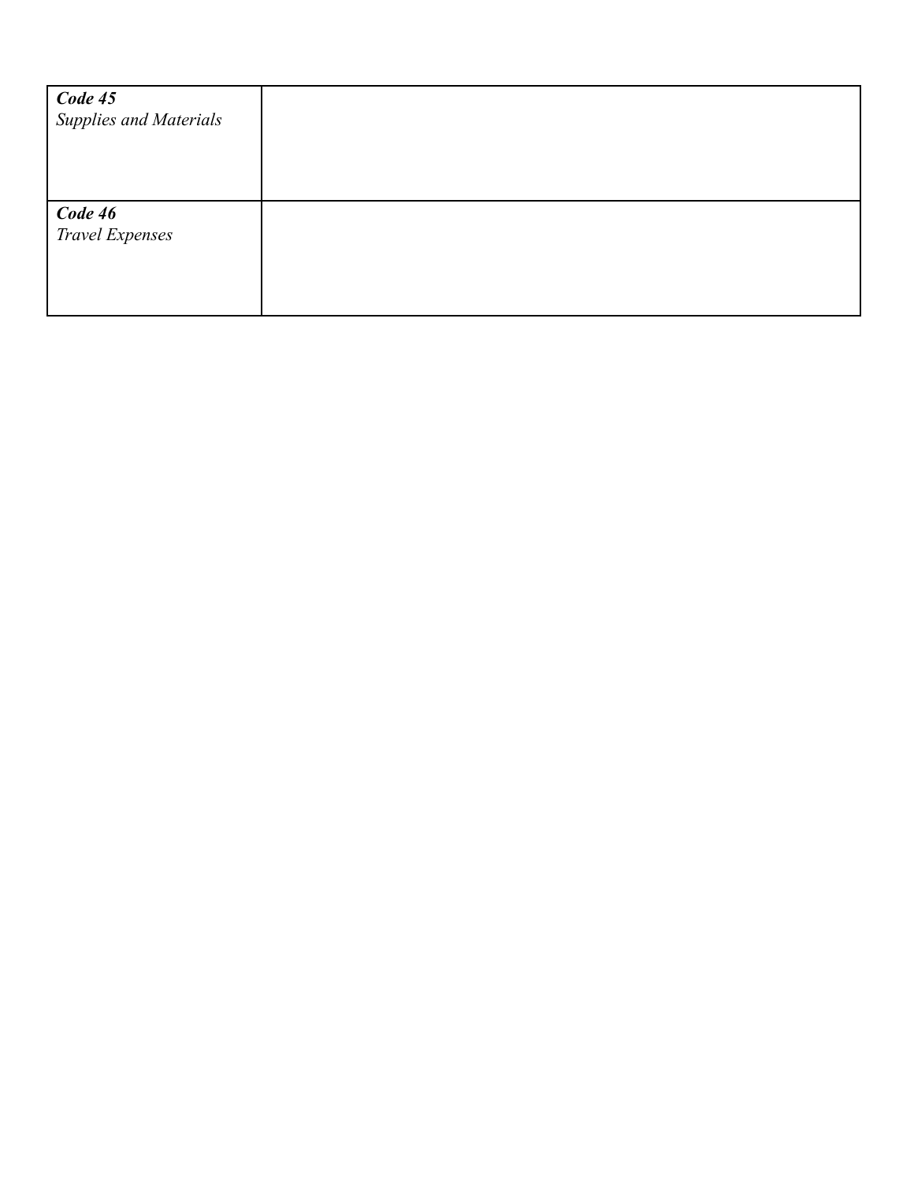| | |
|---|---|
| ***Code 45***<br>*Supplies and Materials* | |
| ***Code 46***<br>*Travel Expenses* | |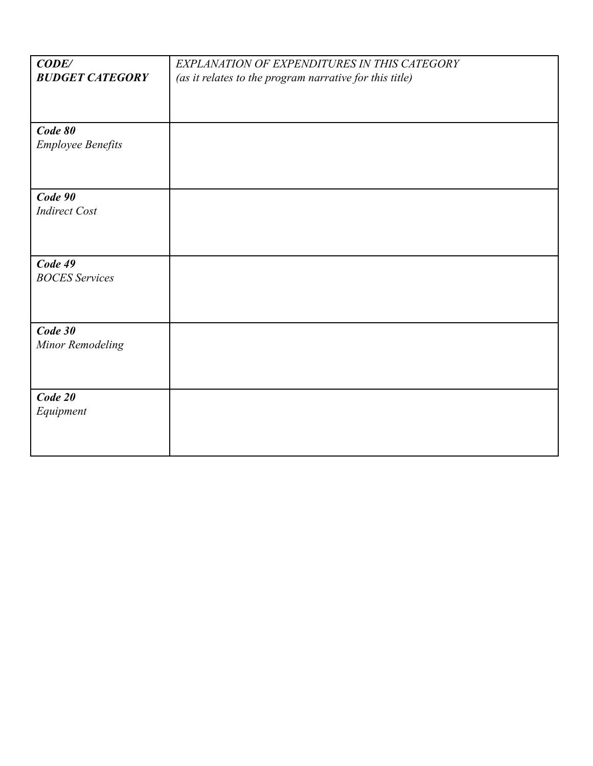| ***CODE/ BUDGET CATEGORY*** | *EXPLANATION OF EXPENDITURES IN THIS CATEGORY (as it relates to the program narrative for this title)* |
|---|---|
| ***Code 80*** *Employee Benefits* | |
| ***Code 90*** *Indirect Cost* | |
| ***Code 49*** *BOCES Services* | |
| ***Code 30*** *Minor Remodeling* | |
| ***Code 20*** *Equipment* | |